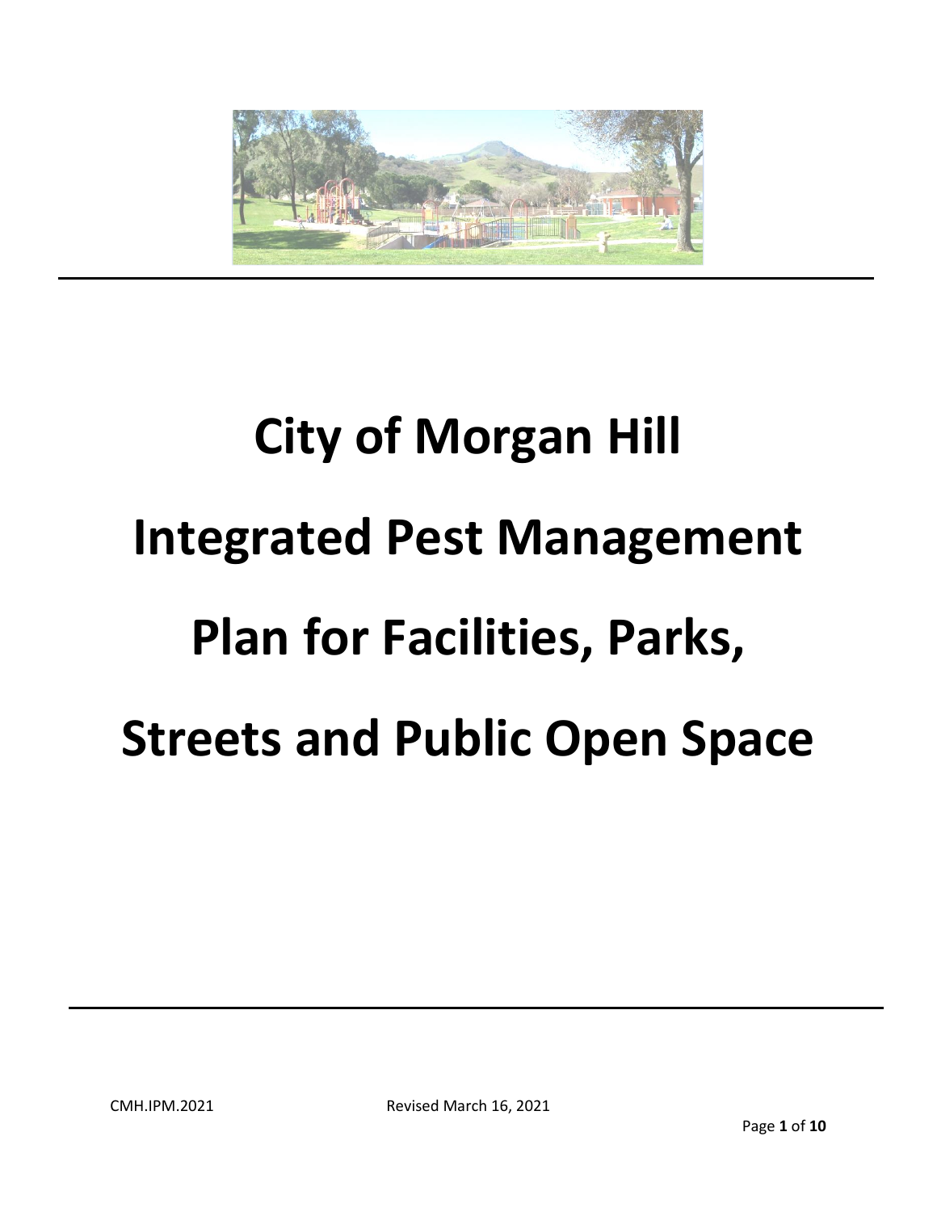# City of Morgan Hill

# Integrated Pest Management

# Plan for Facilities, Parks,

# Streets and Public Open Space

CMH.IPM.2021 Revised March 16, 2021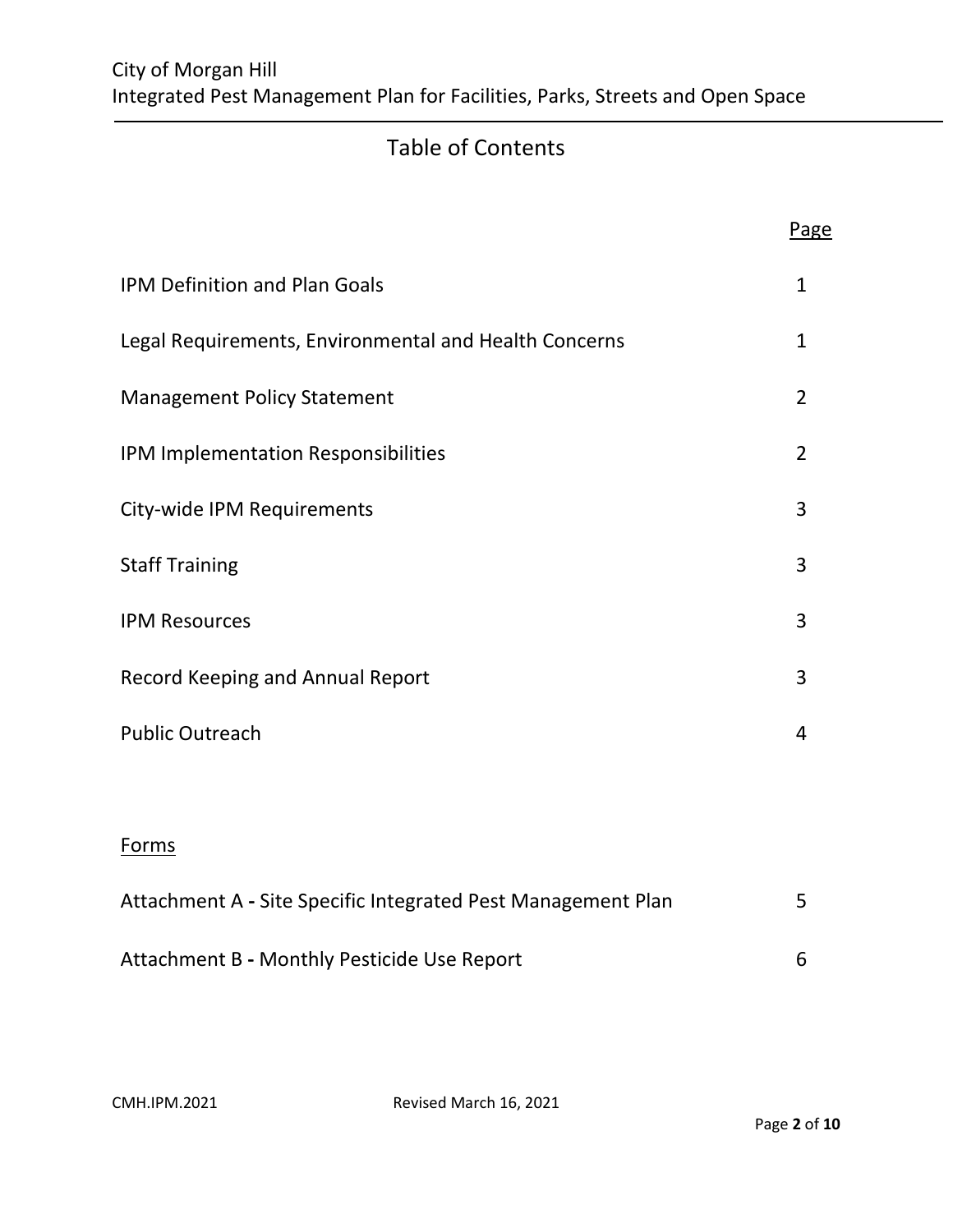# Table of Contents

| | Page |
|---|---|
| IPM Definition and Plan Goals | 1 |
| Legal Requirements, Environmental and Health Concerns | 1 |
| Management Policy Statement | 2 |
| IPM Implementation Responsibilities | 2 |
| City-wide IPM Requirements | 3 |
| Staff Training | 3 |
| IPM Resources | 3 |
| Record Keeping and Annual Report | 3 |
| Public Outreach | 4 |

Forms

| | |
|---|---|
| Attachment A - Site Specific Integrated Pest Management Plan | 5 |
| Attachment B - Monthly Pesticide Use Report | 6 |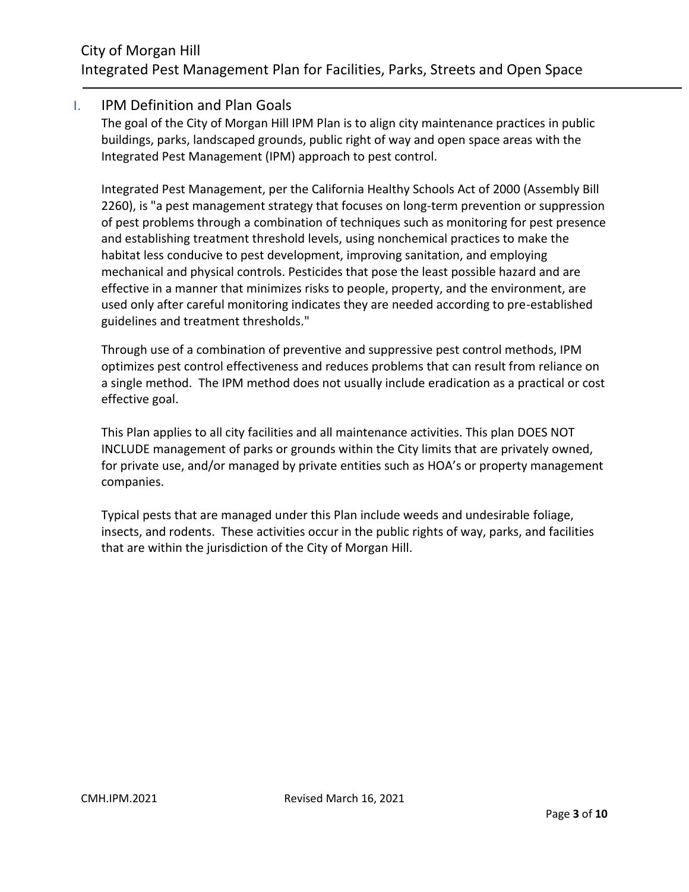## I. IPM Definition and Plan Goals

The goal of the City of Morgan Hill IPM Plan is to align city maintenance practices in public buildings, parks, landscaped grounds, public right of way and open space areas with the Integrated Pest Management (IPM) approach to pest control.

Integrated Pest Management, per the California Healthy Schools Act of 2000 (Assembly Bill 2260), is "a pest management strategy that focuses on long-term prevention or suppression of pest problems through a combination of techniques such as monitoring for pest presence and establishing treatment threshold levels, using nonchemical practices to make the habitat less conducive to pest development, improving sanitation, and employing mechanical and physical controls. Pesticides that pose the least possible hazard and are effective in a manner that minimizes risks to people, property, and the environment, are used only after careful monitoring indicates they are needed according to pre-established guidelines and treatment thresholds."

Through use of a combination of preventive and suppressive pest control methods, IPM optimizes pest control effectiveness and reduces problems that can result from reliance on a single method. The IPM method does not usually include eradication as a practical or cost effective goal.

This Plan applies to all city facilities and all maintenance activities. This plan DOES NOT INCLUDE management of parks or grounds within the City limits that are privately owned, for private use, and/or managed by private entities such as HOA's or property management companies.

Typical pests that are managed under this Plan include weeds and undesirable foliage, insects, and rodents. These activities occur in the public rights of way, parks, and facilities that are within the jurisdiction of the City of Morgan Hill.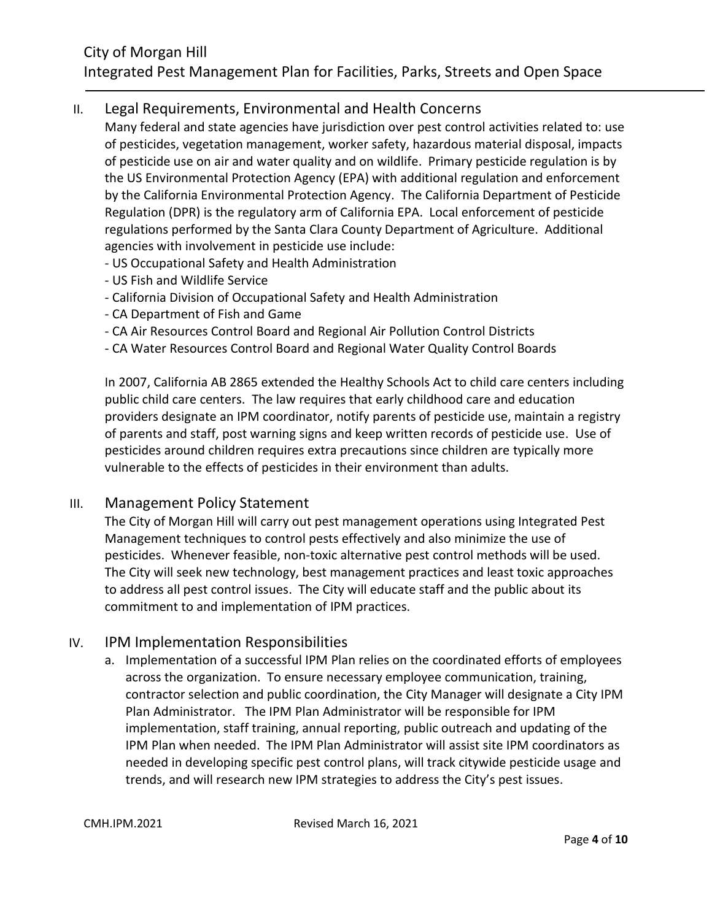## II. Legal Requirements, Environmental and Health Concerns

Many federal and state agencies have jurisdiction over pest control activities related to: use of pesticides, vegetation management, worker safety, hazardous material disposal, impacts of pesticide use on air and water quality and on wildlife. Primary pesticide regulation is by the US Environmental Protection Agency (EPA) with additional regulation and enforcement by the California Environmental Protection Agency. The California Department of Pesticide Regulation (DPR) is the regulatory arm of California EPA. Local enforcement of pesticide regulations performed by the Santa Clara County Department of Agriculture. Additional agencies with involvement in pesticide use include:

- US Occupational Safety and Health Administration
- US Fish and Wildlife Service
- California Division of Occupational Safety and Health Administration
- CA Department of Fish and Game
- CA Air Resources Control Board and Regional Air Pollution Control Districts
- CA Water Resources Control Board and Regional Water Quality Control Boards

In 2007, California AB 2865 extended the Healthy Schools Act to child care centers including public child care centers. The law requires that early childhood care and education providers designate an IPM coordinator, notify parents of pesticide use, maintain a registry of parents and staff, post warning signs and keep written records of pesticide use. Use of pesticides around children requires extra precautions since children are typically more vulnerable to the effects of pesticides in their environment than adults.

## III. Management Policy Statement

The City of Morgan Hill will carry out pest management operations using Integrated Pest Management techniques to control pests effectively and also minimize the use of pesticides. Whenever feasible, non-toxic alternative pest control methods will be used. The City will seek new technology, best management practices and least toxic approaches to address all pest control issues. The City will educate staff and the public about its commitment to and implementation of IPM practices.

## IV. IPM Implementation Responsibilities

a. Implementation of a successful IPM Plan relies on the coordinated efforts of employees across the organization. To ensure necessary employee communication, training, contractor selection and public coordination, the City Manager will designate a City IPM Plan Administrator. The IPM Plan Administrator will be responsible for IPM implementation, staff training, annual reporting, public outreach and updating of the IPM Plan when needed. The IPM Plan Administrator will assist site IPM coordinators as needed in developing specific pest control plans, will track citywide pesticide usage and trends, and will research new IPM strategies to address the City's pest issues.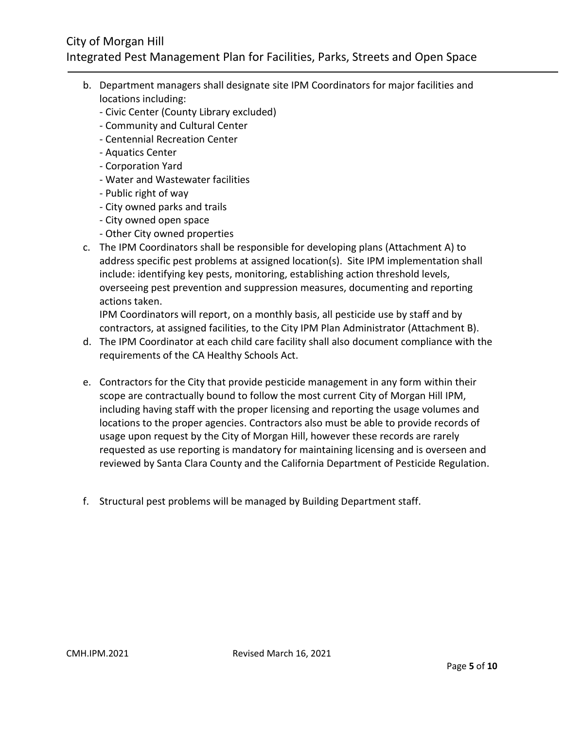b. Department managers shall designate site IPM Coordinators for major facilities and locations including:
   - Civic Center (County Library excluded)
   - Community and Cultural Center
   - Centennial Recreation Center
   - Aquatics Center
   - Corporation Yard
   - Water and Wastewater facilities
   - Public right of way
   - City owned parks and trails
   - City owned open space
   - Other City owned properties

c. The IPM Coordinators shall be responsible for developing plans (Attachment A) to address specific pest problems at assigned location(s). Site IPM implementation shall include: identifying key pests, monitoring, establishing action threshold levels, overseeing pest prevention and suppression measures, documenting and reporting actions taken.

   IPM Coordinators will report, on a monthly basis, all pesticide use by staff and by contractors, at assigned facilities, to the City IPM Plan Administrator (Attachment B).

d. The IPM Coordinator at each child care facility shall also document compliance with the requirements of the CA Healthy Schools Act.

e. Contractors for the City that provide pesticide management in any form within their scope are contractually bound to follow the most current City of Morgan Hill IPM, including having staff with the proper licensing and reporting the usage volumes and locations to the proper agencies. Contractors also must be able to provide records of usage upon request by the City of Morgan Hill, however these records are rarely requested as use reporting is mandatory for maintaining licensing and is overseen and reviewed by Santa Clara County and the California Department of Pesticide Regulation.

f. Structural pest problems will be managed by Building Department staff.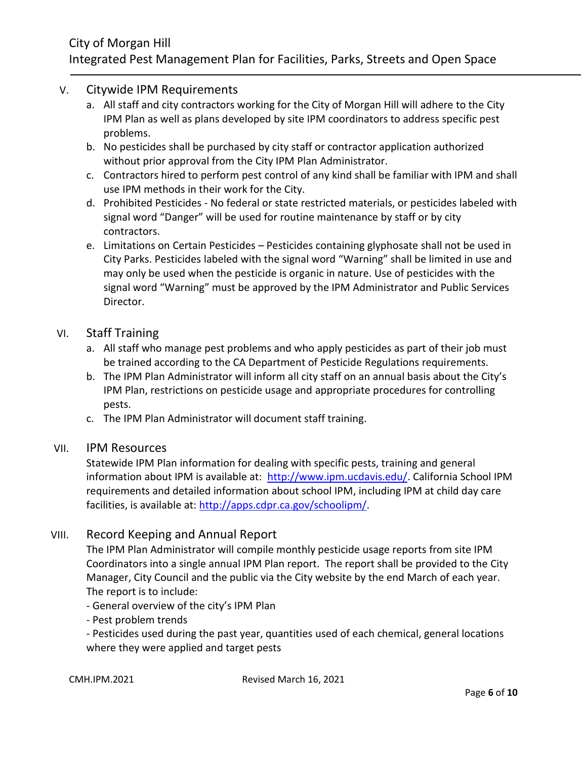## V. Citywide IPM Requirements

a. All staff and city contractors working for the City of Morgan Hill will adhere to the City IPM Plan as well as plans developed by site IPM coordinators to address specific pest problems.

b. No pesticides shall be purchased by city staff or contractor application authorized without prior approval from the City IPM Plan Administrator.

c. Contractors hired to perform pest control of any kind shall be familiar with IPM and shall use IPM methods in their work for the City.

d. Prohibited Pesticides - No federal or state restricted materials, or pesticides labeled with signal word "Danger" will be used for routine maintenance by staff or by city contractors.

e. Limitations on Certain Pesticides – Pesticides containing glyphosate shall not be used in City Parks. Pesticides labeled with the signal word "Warning" shall be limited in use and may only be used when the pesticide is organic in nature. Use of pesticides with the signal word "Warning" must be approved by the IPM Administrator and Public Services Director.

## VI. Staff Training

a. All staff who manage pest problems and who apply pesticides as part of their job must be trained according to the CA Department of Pesticide Regulations requirements.

b. The IPM Plan Administrator will inform all city staff on an annual basis about the City's IPM Plan, restrictions on pesticide usage and appropriate procedures for controlling pests.

c. The IPM Plan Administrator will document staff training.

## VII. IPM Resources

Statewide IPM Plan information for dealing with specific pests, training and general information about IPM is available at: [http://www.ipm.ucdavis.edu/](http://www.ipm.ucdavis.edu/). California School IPM requirements and detailed information about school IPM, including IPM at child day care facilities, is available at: [http://apps.cdpr.ca.gov/schoolipm/](http://apps.cdpr.ca.gov/schoolipm/).

## VIII. Record Keeping and Annual Report

The IPM Plan Administrator will compile monthly pesticide usage reports from site IPM Coordinators into a single annual IPM Plan report. The report shall be provided to the City Manager, City Council and the public via the City website by the end March of each year. The report is to include:

- General overview of the city's IPM Plan
- Pest problem trends
- Pesticides used during the past year, quantities used of each chemical, general locations where they were applied and target pests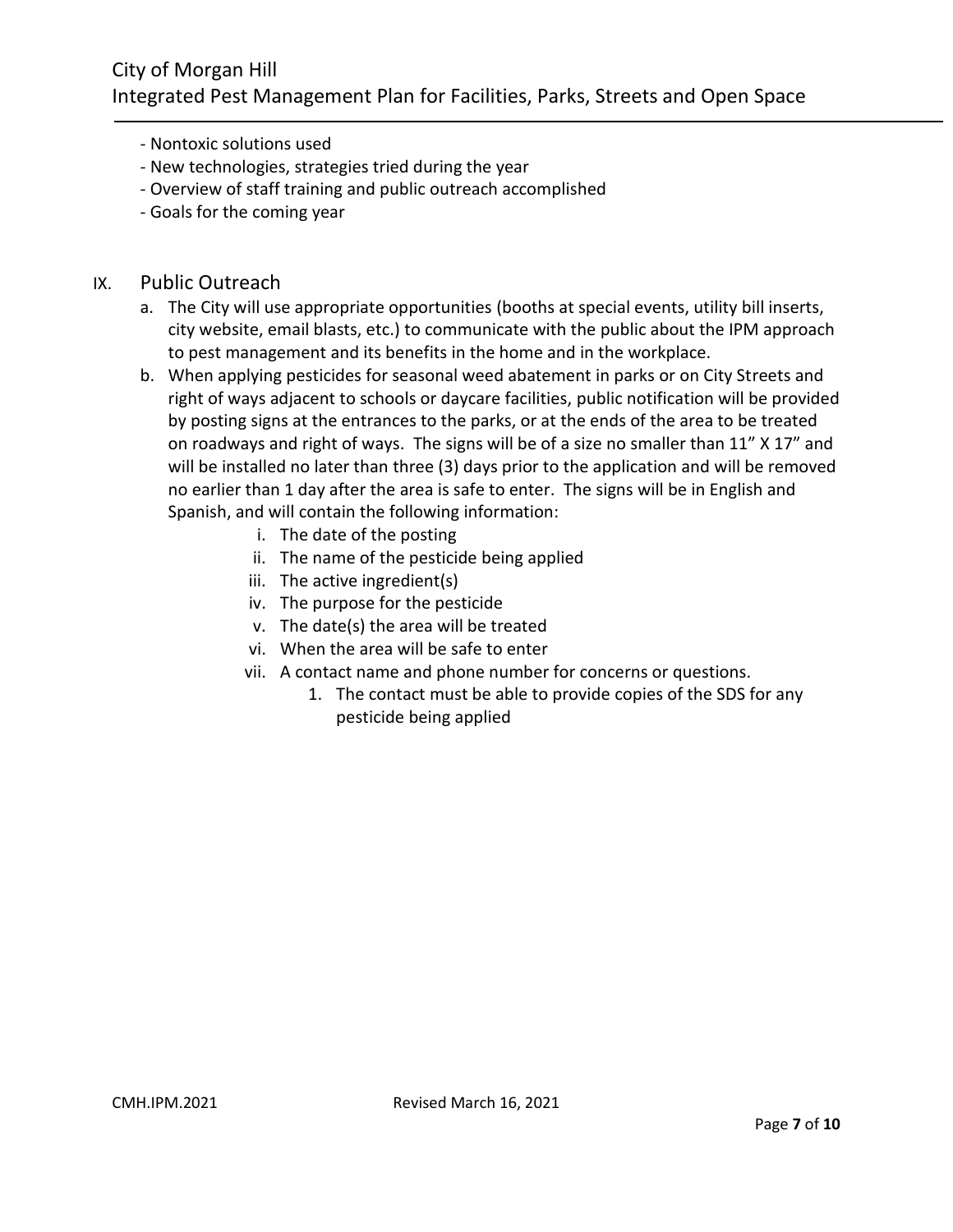- Nontoxic solutions used
- New technologies, strategies tried during the year
- Overview of staff training and public outreach accomplished
- Goals for the coming year

## IX. Public Outreach

a. The City will use appropriate opportunities (booths at special events, utility bill inserts, city website, email blasts, etc.) to communicate with the public about the IPM approach to pest management and its benefits in the home and in the workplace.

b. When applying pesticides for seasonal weed abatement in parks or on City Streets and right of ways adjacent to schools or daycare facilities, public notification will be provided by posting signs at the entrances to the parks, or at the ends of the area to be treated on roadways and right of ways. The signs will be of a size no smaller than 11" X 17" and will be installed no later than three (3) days prior to the application and will be removed no earlier than 1 day after the area is safe to enter. The signs will be in English and Spanish, and will contain the following information:

   i. The date of the posting
   ii. The name of the pesticide being applied
   iii. The active ingredient(s)
   iv. The purpose for the pesticide
   v. The date(s) the area will be treated
   vi. When the area will be safe to enter
   vii. A contact name and phone number for concerns or questions.
      1. The contact must be able to provide copies of the SDS for any pesticide being applied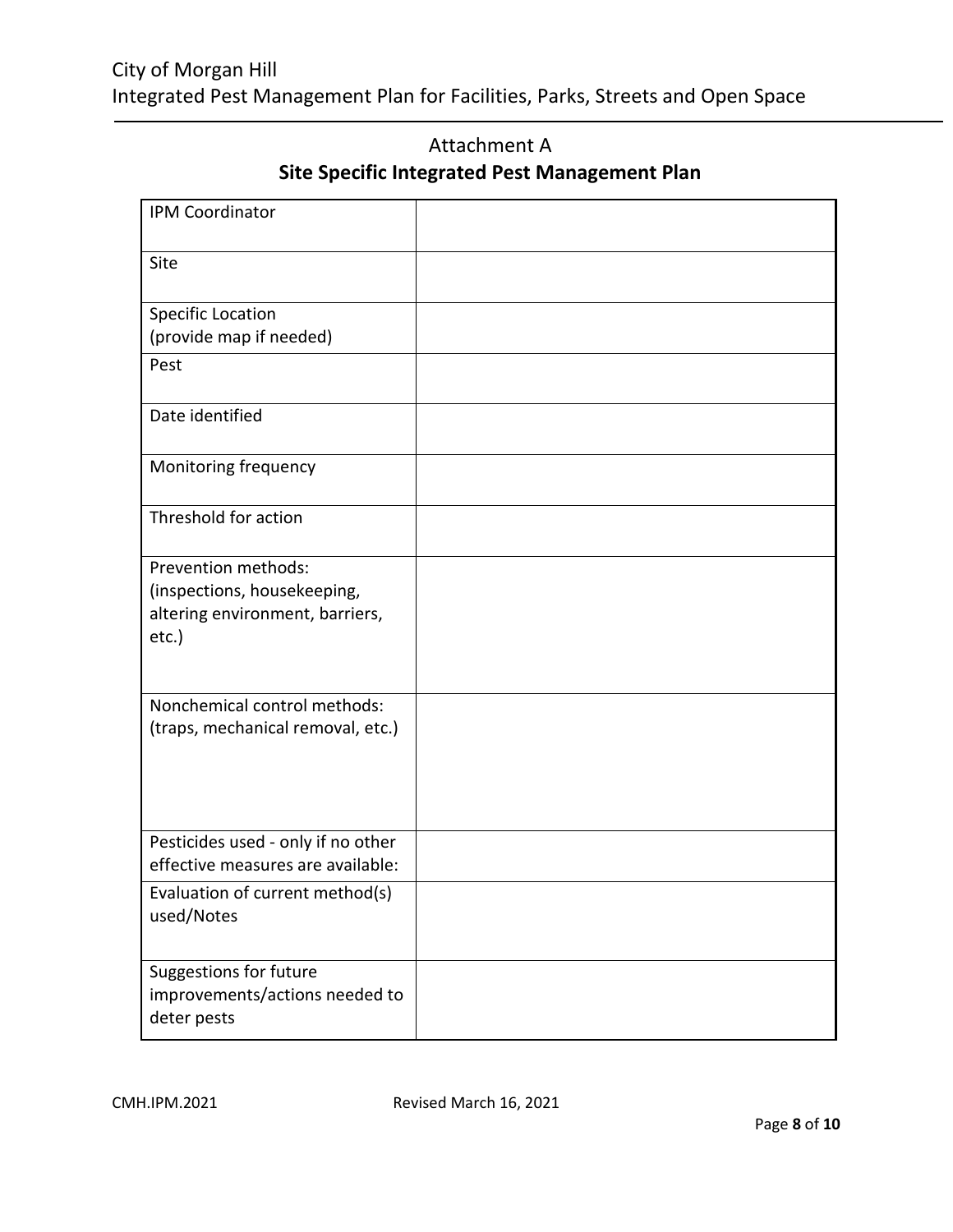Attachment A

## Site Specific Integrated Pest Management Plan

| | |
|---|---|
| IPM Coordinator | |
| Site | |
| Specific Location (provide map if needed) | |
| Pest | |
| Date identified | |
| Monitoring frequency | |
| Threshold for action | |
| Prevention methods: (inspections, housekeeping, altering environment, barriers, etc.) | |
| Nonchemical control methods: (traps, mechanical removal, etc.) | |
| Pesticides used - only if no other effective measures are available: | |
| Evaluation of current method(s) used/Notes | |
| Suggestions for future improvements/actions needed to deter pests | |

CMH.IPM.2021 Revised March 16, 2021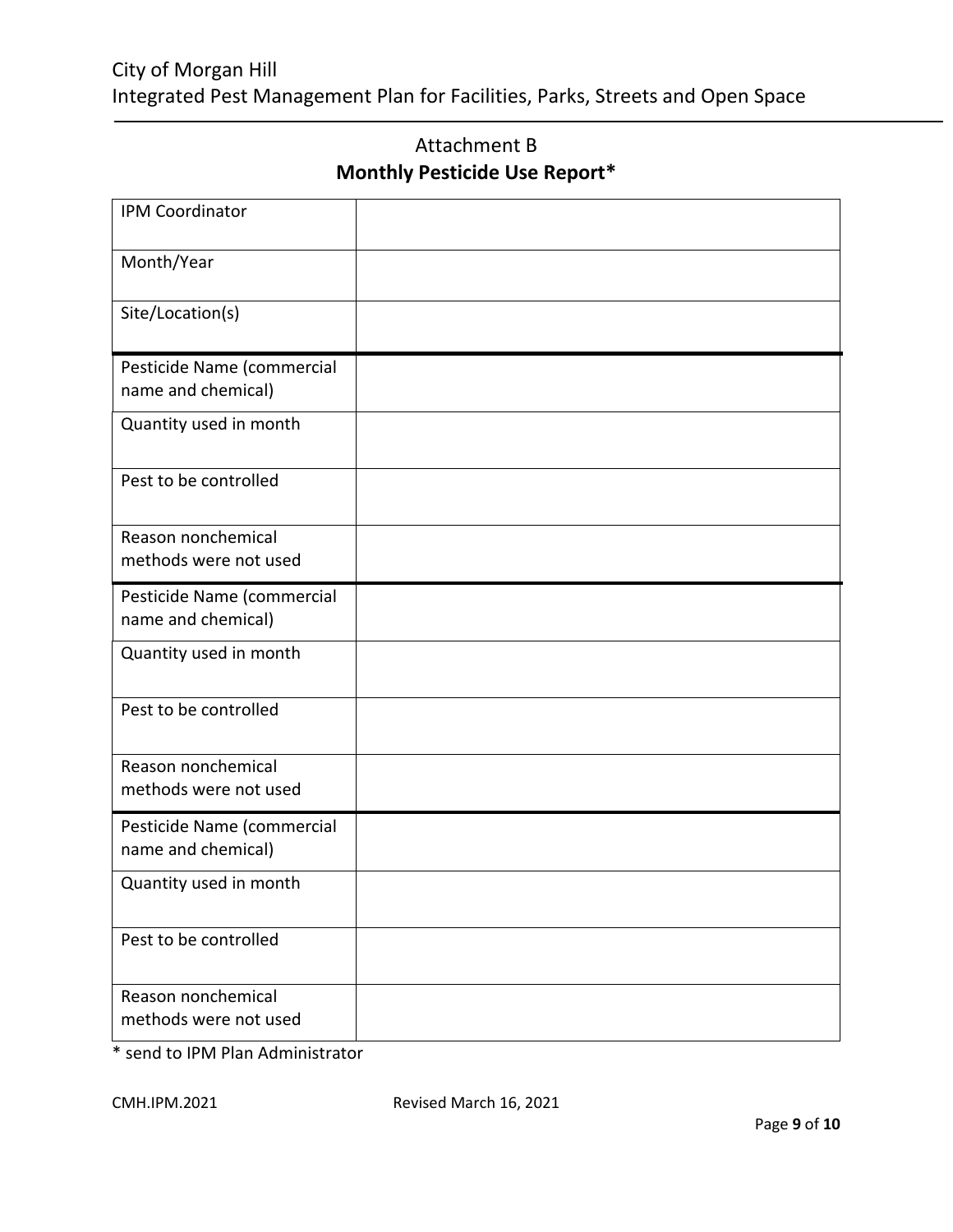## Attachment B

## **Monthly Pesticide Use Report***

| | |
|---|---|
| IPM Coordinator | |
| Month/Year | |
| Site/Location(s) | |
| Pesticide Name (commercial name and chemical) | |
| Quantity used in month | |
| Pest to be controlled | |
| Reason nonchemical methods were not used | |
| Pesticide Name (commercial name and chemical) | |
| Quantity used in month | |
| Pest to be controlled | |
| Reason nonchemical methods were not used | |
| Pesticide Name (commercial name and chemical) | |
| Quantity used in month | |
| Pest to be controlled | |
| Reason nonchemical methods were not used | |

* send to IPM Plan Administrator

CMH.IPM.2021 Revised March 16, 2021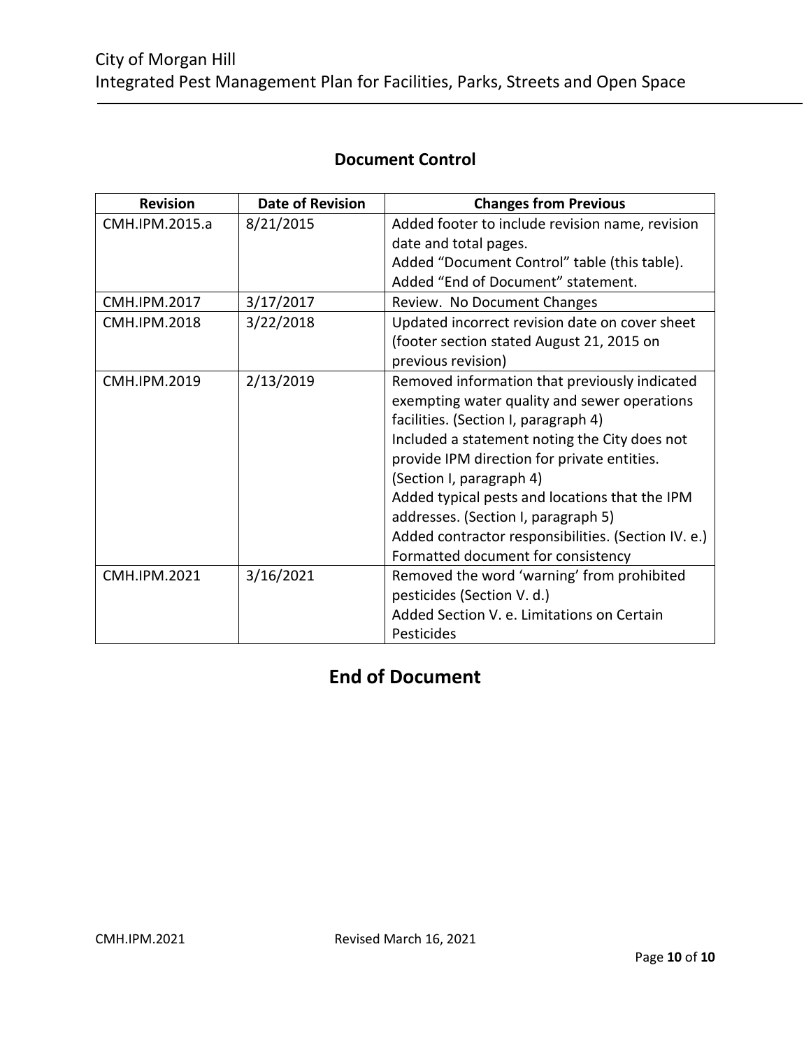## Document Control

| Revision | Date of Revision | Changes from Previous |
|---|---|---|
| CMH.IPM.2015.a | 8/21/2015 | Added footer to include revision name, revision date and total pages.<br>Added "Document Control" table (this table).<br>Added "End of Document" statement. |
| CMH.IPM.2017 | 3/17/2017 | Review. No Document Changes |
| CMH.IPM.2018 | 3/22/2018 | Updated incorrect revision date on cover sheet (footer section stated August 21, 2015 on previous revision) |
| CMH.IPM.2019 | 2/13/2019 | Removed information that previously indicated exempting water quality and sewer operations facilities. (Section I, paragraph 4)<br>Included a statement noting the City does not provide IPM direction for private entities. (Section I, paragraph 4)<br>Added typical pests and locations that the IPM addresses. (Section I, paragraph 5)<br>Added contractor responsibilities. (Section IV. e.)<br>Formatted document for consistency |
| CMH.IPM.2021 | 3/16/2021 | Removed the word 'warning' from prohibited pesticides (Section V. d.)<br>Added Section V. e. Limitations on Certain Pesticides |

# End of Document